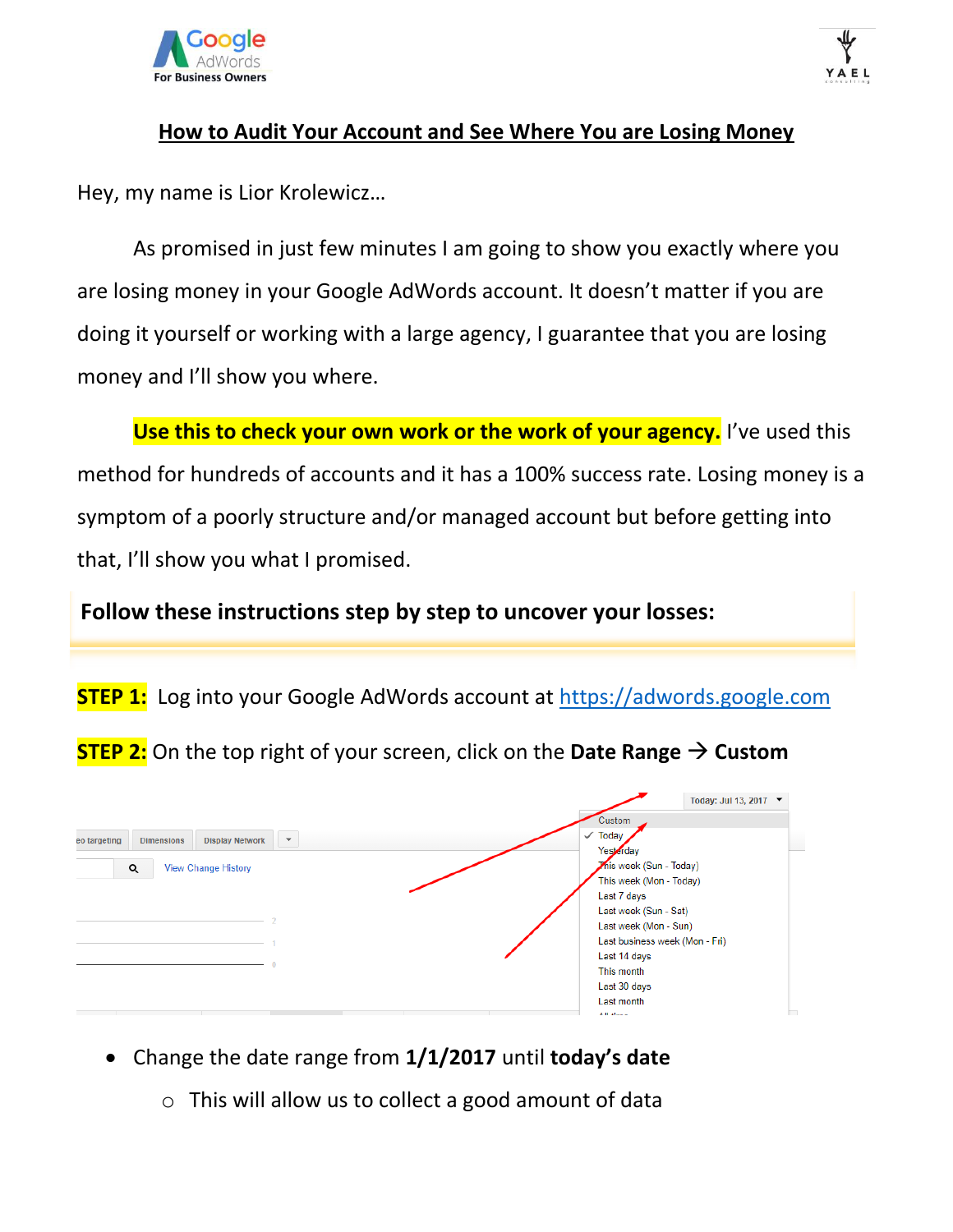# How to Audit Your Account and See Where You are Losing Money

Hey, my name is Lior Krolewicz…

As promised in just few minutes I am going to show you exactly where you are losing money in your Google AdWords account. It doesn't matter if you are doing it yourself or working with a large agency, I guarantee that you are losing money and I'll show you where.

**Use this to check your own work or the work of your agency.** I've used this method for hundreds of accounts and it has a 100% success rate. Losing money is a symptom of a poorly structure and/or managed account but before getting into that, I'll show you what I promised.

## Follow these instructions step by step to uncover your losses:

**STEP 1:** Log into your Google AdWords account at [https://adwords.google.com](https://adwords.google.com)

**STEP 2:** On the top right of your screen, click on the **Date Range → Custom**

- Change the date range from **1/1/2017** until **today's date**
  - This will allow us to collect a good amount of data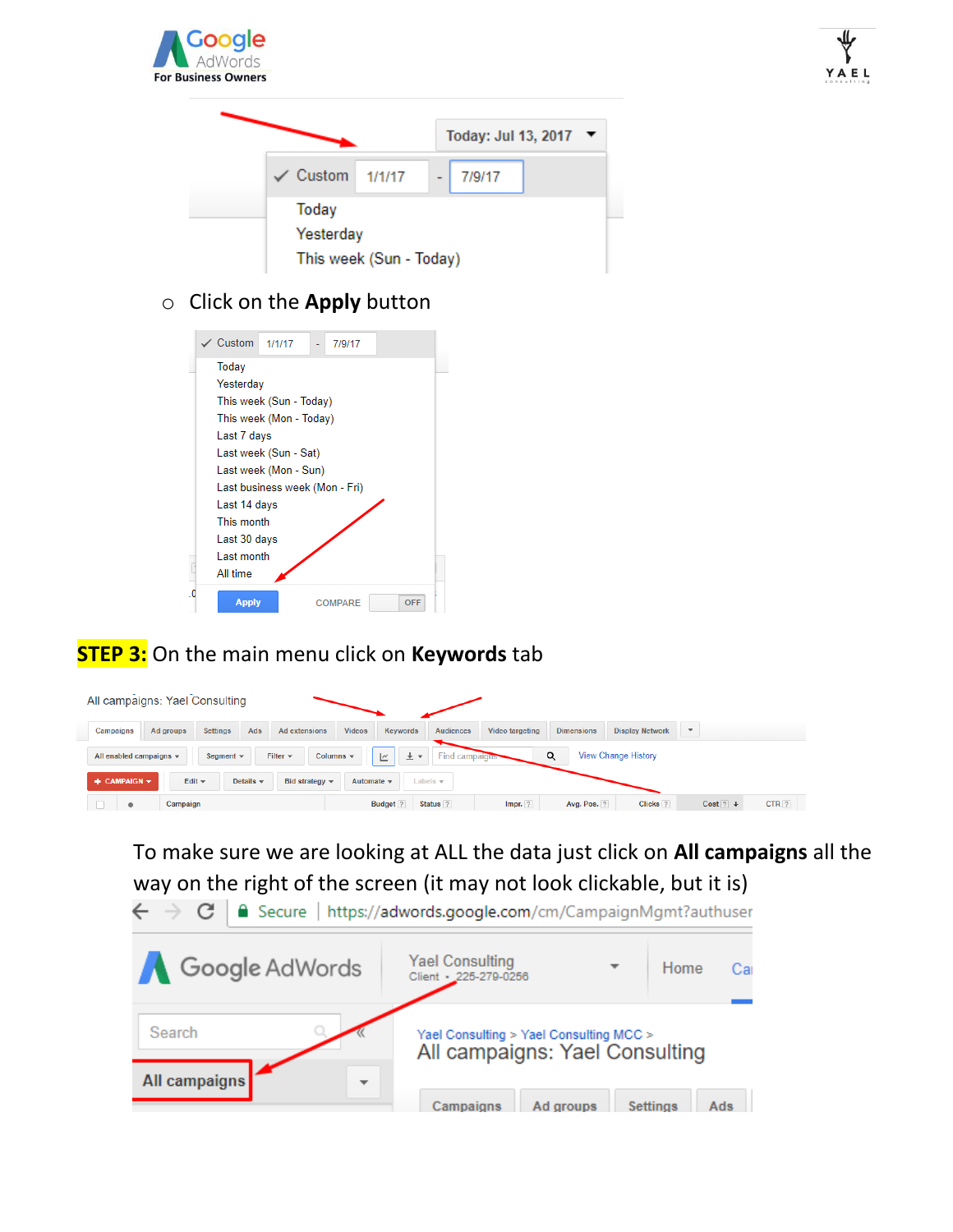- Click on the **Apply** button

**STEP 3:** On the main menu click on **Keywords** tab

To make sure we are looking at ALL the data just click on **All campaigns** all the way on the right of the screen (it may not look clickable, but it is)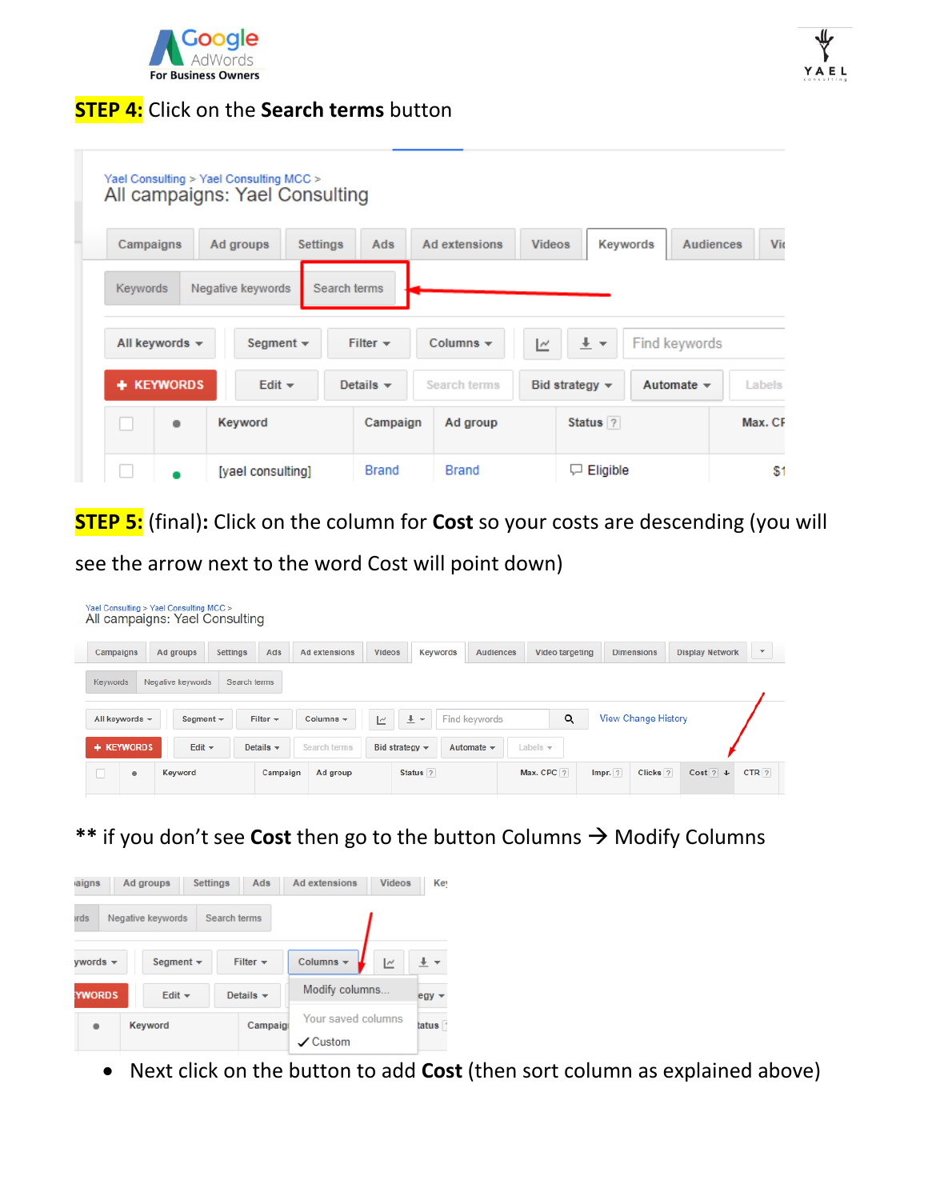**STEP 4:** Click on the **Search terms** button

**STEP 5:** (final)**:** Click on the column for **Cost** so your costs are descending (you will see the arrow next to the word Cost will point down)

** if you don't see **Cost** then go to the button Columns → Modify Columns

- Next click on the button to add **Cost** (then sort column as explained above)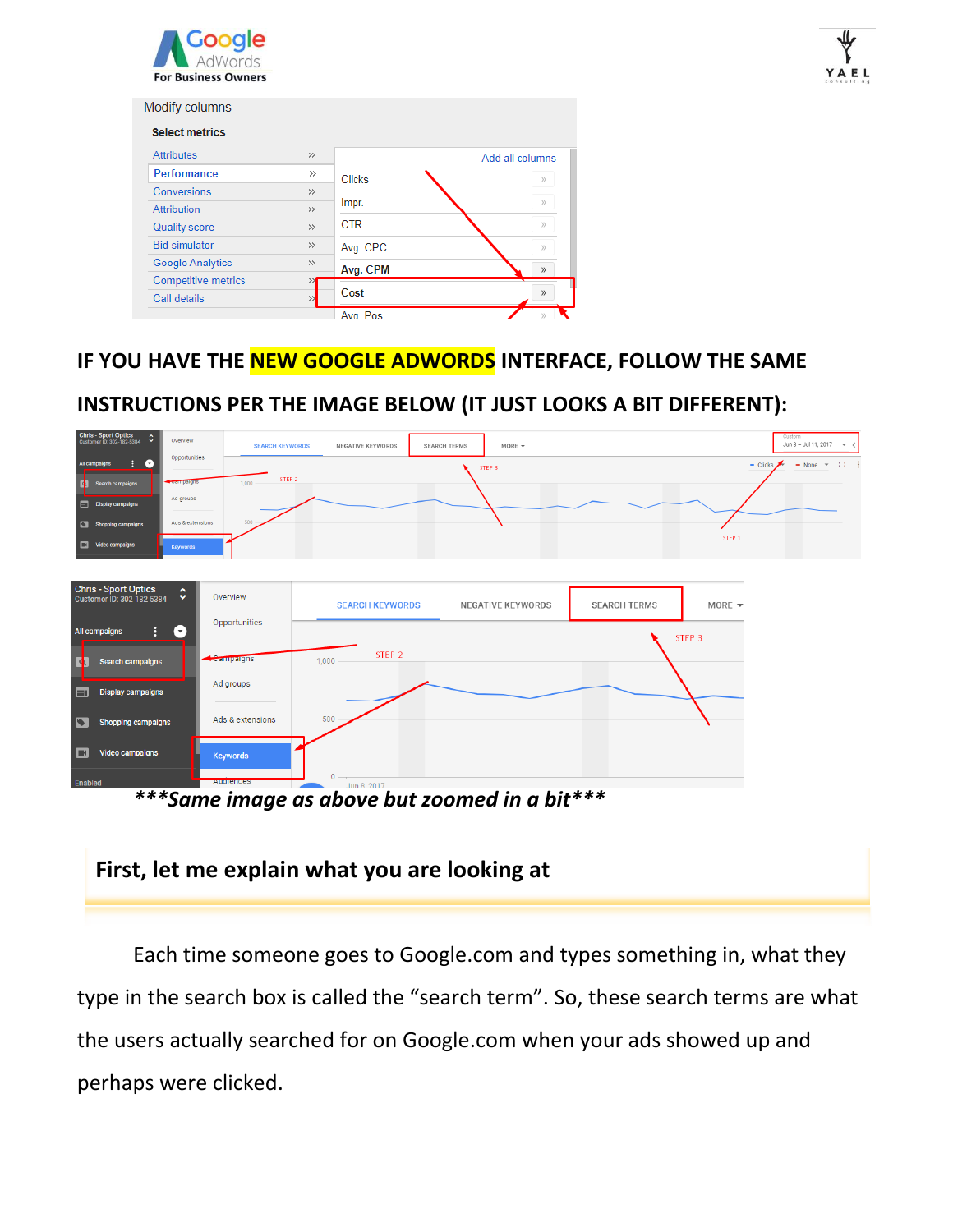**IF YOU HAVE THE NEW GOOGLE ADWORDS INTERFACE, FOLLOW THE SAME INSTRUCTIONS PER THE IMAGE BELOW (IT JUST LOOKS A BIT DIFFERENT):**

***\*\*\*Same image as above but zoomed in a bit\*\*\****

## First, let me explain what you are looking at

Each time someone goes to Google.com and types something in, what they type in the search box is called the "search term". So, these search terms are what the users actually searched for on Google.com when your ads showed up and perhaps were clicked.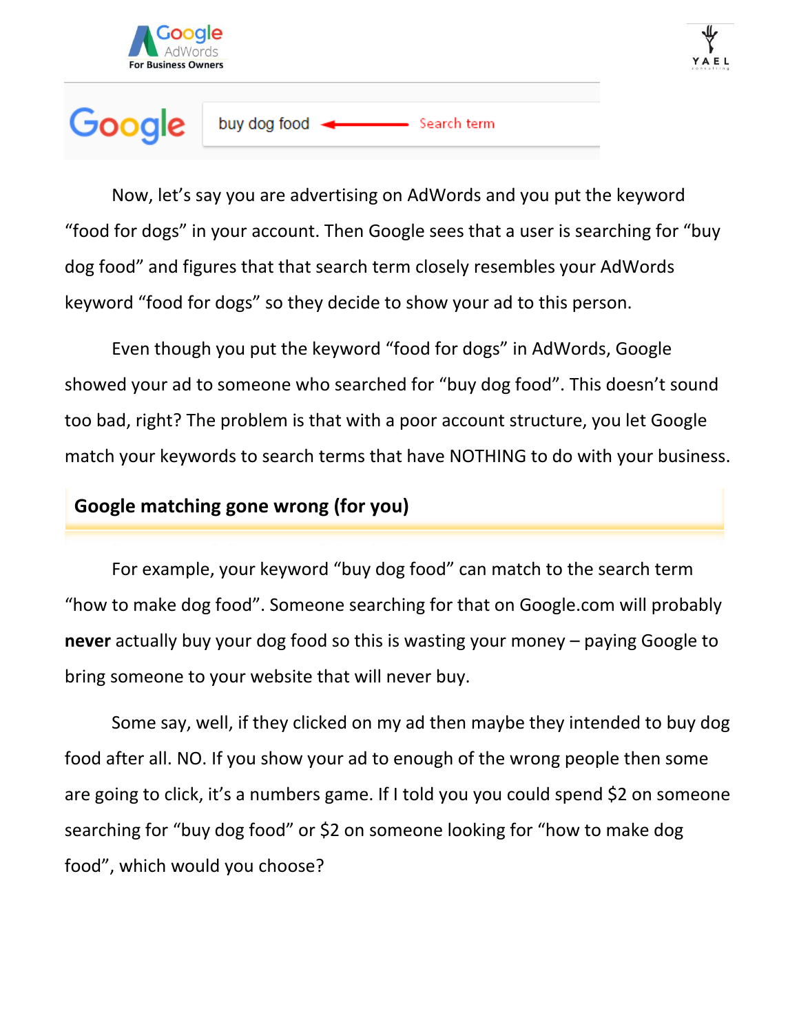Now, let's say you are advertising on AdWords and you put the keyword "food for dogs" in your account. Then Google sees that a user is searching for "buy dog food" and figures that that search term closely resembles your AdWords keyword "food for dogs" so they decide to show your ad to this person.

Even though you put the keyword "food for dogs" in AdWords, Google showed your ad to someone who searched for "buy dog food". This doesn't sound too bad, right? The problem is that with a poor account structure, you let Google match your keywords to search terms that have NOTHING to do with your business.

## Google matching gone wrong (for you)

For example, your keyword "buy dog food" can match to the search term "how to make dog food". Someone searching for that on Google.com will probably **never** actually buy your dog food so this is wasting your money – paying Google to bring someone to your website that will never buy.

Some say, well, if they clicked on my ad then maybe they intended to buy dog food after all. NO. If you show your ad to enough of the wrong people then some are going to click, it's a numbers game. If I told you you could spend $2 on someone searching for "buy dog food" or $2 on someone looking for "how to make dog food", which would you choose?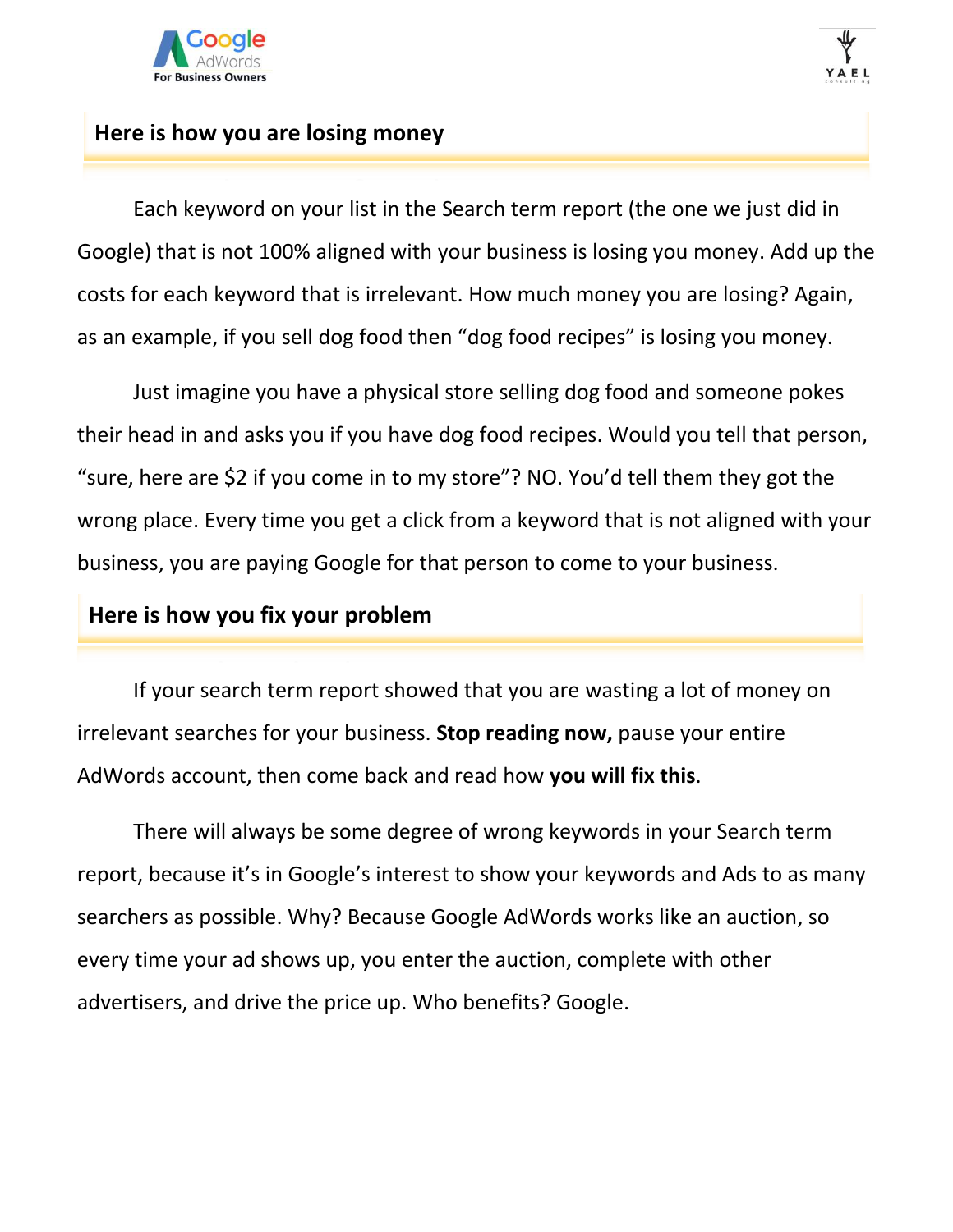## Here is how you are losing money

Each keyword on your list in the Search term report (the one we just did in Google) that is not 100% aligned with your business is losing you money. Add up the costs for each keyword that is irrelevant. How much money you are losing? Again, as an example, if you sell dog food then "dog food recipes" is losing you money.

Just imagine you have a physical store selling dog food and someone pokes their head in and asks you if you have dog food recipes. Would you tell that person, "sure, here are $2 if you come in to my store"? NO. You'd tell them they got the wrong place. Every time you get a click from a keyword that is not aligned with your business, you are paying Google for that person to come to your business.

## Here is how you fix your problem

If your search term report showed that you are wasting a lot of money on irrelevant searches for your business. **Stop reading now,** pause your entire AdWords account, then come back and read how **you will fix this**.

There will always be some degree of wrong keywords in your Search term report, because it's in Google's interest to show your keywords and Ads to as many searchers as possible. Why? Because Google AdWords works like an auction, so every time your ad shows up, you enter the auction, complete with other advertisers, and drive the price up. Who benefits? Google.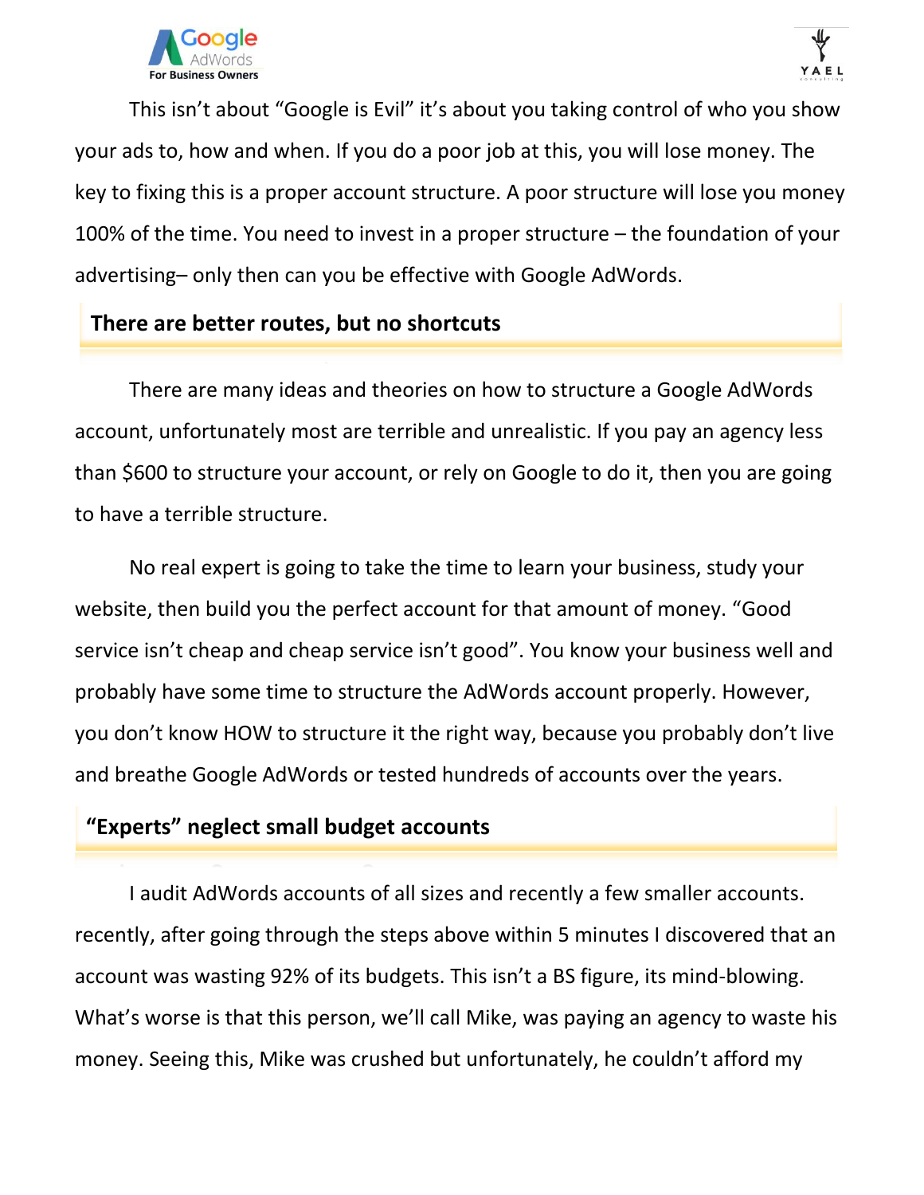This isn't about "Google is Evil" it's about you taking control of who you show your ads to, how and when. If you do a poor job at this, you will lose money. The key to fixing this is a proper account structure. A poor structure will lose you money 100% of the time. You need to invest in a proper structure – the foundation of your advertising– only then can you be effective with Google AdWords.

## There are better routes, but no shortcuts

There are many ideas and theories on how to structure a Google AdWords account, unfortunately most are terrible and unrealistic. If you pay an agency less than $600 to structure your account, or rely on Google to do it, then you are going to have a terrible structure.

No real expert is going to take the time to learn your business, study your website, then build you the perfect account for that amount of money. "Good service isn't cheap and cheap service isn't good". You know your business well and probably have some time to structure the AdWords account properly. However, you don't know HOW to structure it the right way, because you probably don't live and breathe Google AdWords or tested hundreds of accounts over the years.

## "Experts" neglect small budget accounts

I audit AdWords accounts of all sizes and recently a few smaller accounts. recently, after going through the steps above within 5 minutes I discovered that an account was wasting 92% of its budgets. This isn't a BS figure, its mind-blowing. What's worse is that this person, we'll call Mike, was paying an agency to waste his money. Seeing this, Mike was crushed but unfortunately, he couldn't afford my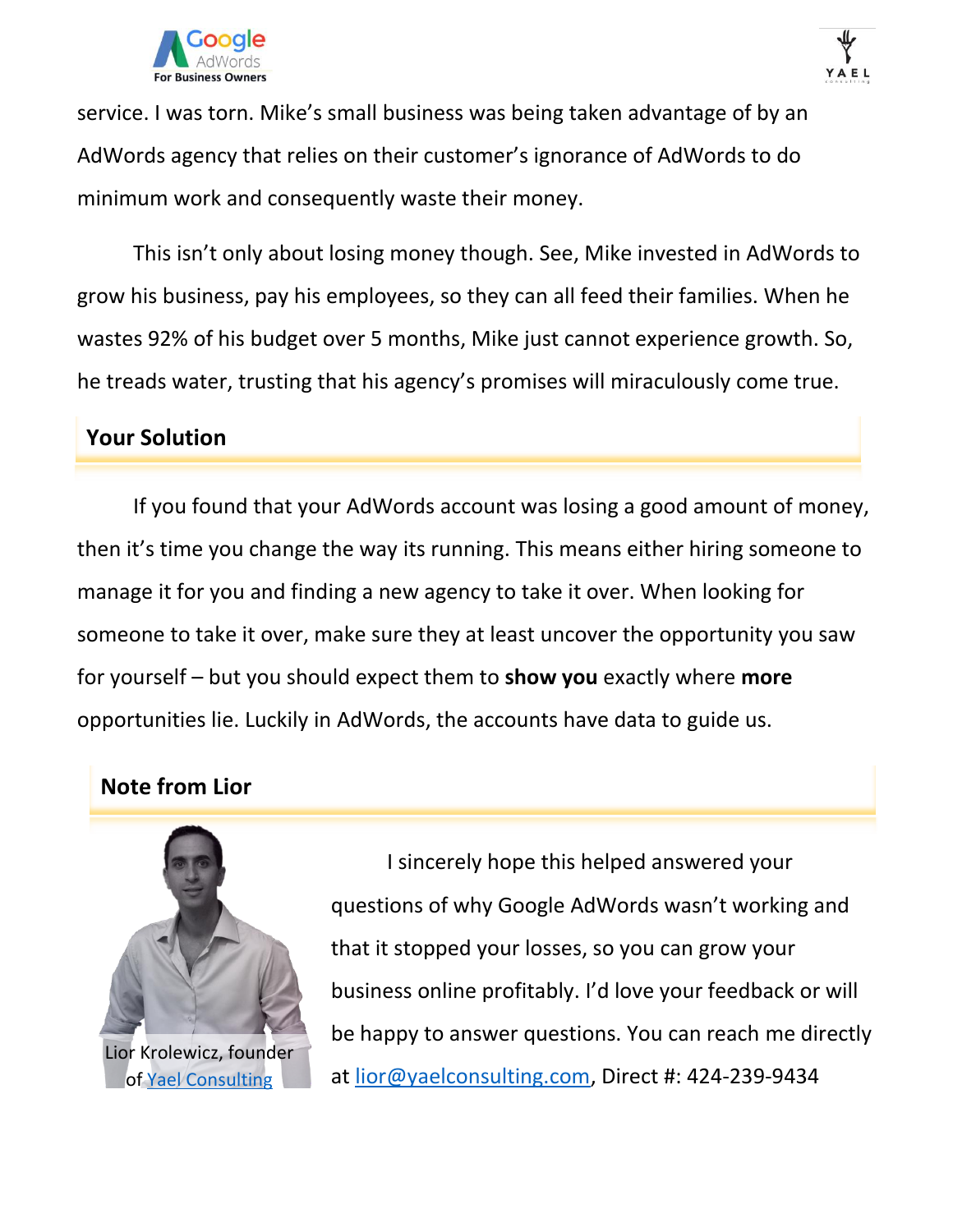service. I was torn. Mike's small business was being taken advantage of by an AdWords agency that relies on their customer's ignorance of AdWords to do minimum work and consequently waste their money.

This isn't only about losing money though. See, Mike invested in AdWords to grow his business, pay his employees, so they can all feed their families. When he wastes 92% of his budget over 5 months, Mike just cannot experience growth. So, he treads water, trusting that his agency's promises will miraculously come true.

## Your Solution

If you found that your AdWords account was losing a good amount of money, then it's time you change the way its running. This means either hiring someone to manage it for you and finding a new agency to take it over. When looking for someone to take it over, make sure they at least uncover the opportunity you saw for yourself – but you should expect them to **show you** exactly where **more** opportunities lie. Luckily in AdWords, the accounts have data to guide us.

## Note from Lior

Lior Krolewicz, founder of Yael Consulting

I sincerely hope this helped answered your questions of why Google AdWords wasn't working and that it stopped your losses, so you can grow your business online profitably. I'd love your feedback or will be happy to answer questions. You can reach me directly at lior@yaelconsulting.com, Direct #: 424-239-9434